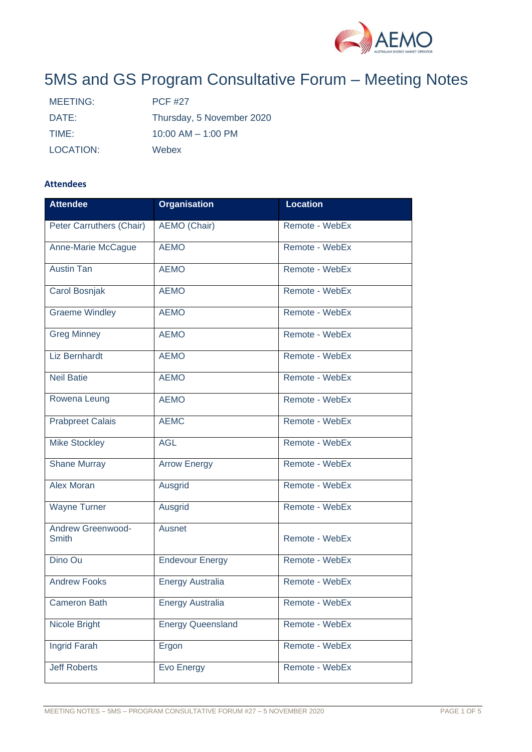# 5MS and GS Program Consultative Forum – Meeting Notes

| | |
|---|---|
| MEETING: | PCF #27 |
| DATE: | Thursday, 5 November 2020 |
| TIME: | 10:00 AM – 1:00 PM |
| LOCATION: | Webex |

**Attendees**

| Attendee | Organisation | Location |
|---|---|---|
| Peter Carruthers (Chair) | AEMO (Chair) | Remote - WebEx |
| Anne-Marie McCague | AEMO | Remote - WebEx |
| Austin Tan | AEMO | Remote - WebEx |
| Carol Bosnjak | AEMO | Remote - WebEx |
| Graeme Windley | AEMO | Remote - WebEx |
| Greg Minney | AEMO | Remote - WebEx |
| Liz Bernhardt | AEMO | Remote - WebEx |
| Neil Batie | AEMO | Remote - WebEx |
| Rowena Leung | AEMO | Remote - WebEx |
| Prabpreet Calais | AEMC | Remote - WebEx |
| Mike Stockley | AGL | Remote - WebEx |
| Shane Murray | Arrow Energy | Remote - WebEx |
| Alex Moran | Ausgrid | Remote - WebEx |
| Wayne Turner | Ausgrid | Remote - WebEx |
| Andrew Greenwood-Smith | Ausnet | Remote - WebEx |
| Dino Ou | Endevour Energy | Remote - WebEx |
| Andrew Fooks | Energy Australia | Remote - WebEx |
| Cameron Bath | Energy Australia | Remote - WebEx |
| Nicole Bright | Energy Queensland | Remote - WebEx |
| Ingrid Farah | Ergon | Remote - WebEx |
| Jeff Roberts | Evo Energy | Remote - WebEx |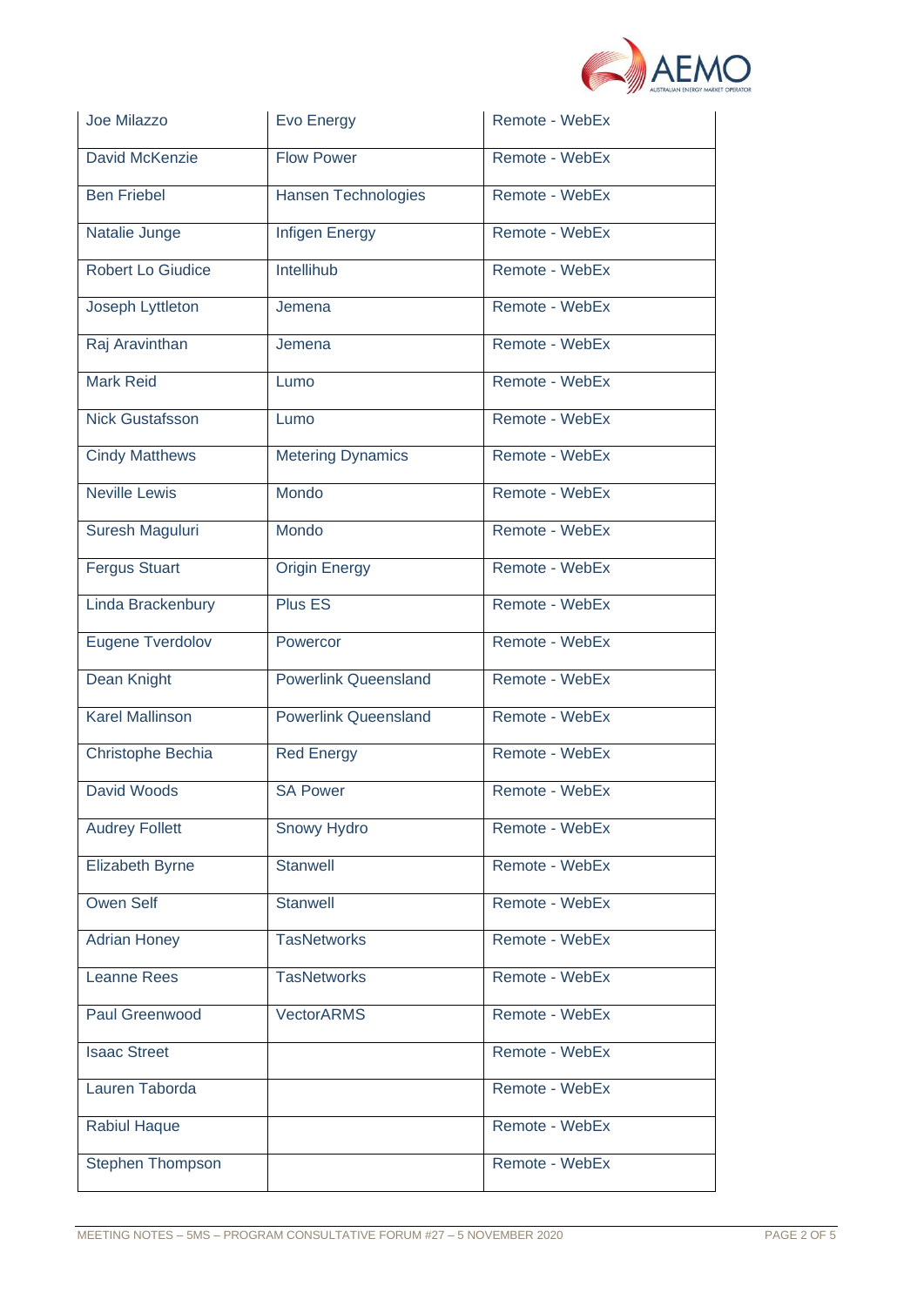| | | |
|---|---|---|
| Joe Milazzo | Evo Energy | Remote - WebEx |
| David McKenzie | Flow Power | Remote - WebEx |
| Ben Friebel | Hansen Technologies | Remote - WebEx |
| Natalie Junge | Infigen Energy | Remote - WebEx |
| Robert Lo Giudice | Intellihub | Remote - WebEx |
| Joseph Lyttleton | Jemena | Remote - WebEx |
| Raj Aravinthan | Jemena | Remote - WebEx |
| Mark Reid | Lumo | Remote - WebEx |
| Nick Gustafsson | Lumo | Remote - WebEx |
| Cindy Matthews | Metering Dynamics | Remote - WebEx |
| Neville Lewis | Mondo | Remote - WebEx |
| Suresh Maguluri | Mondo | Remote - WebEx |
| Fergus Stuart | Origin Energy | Remote - WebEx |
| Linda Brackenbury | Plus ES | Remote - WebEx |
| Eugene Tverdolov | Powercor | Remote - WebEx |
| Dean Knight | Powerlink Queensland | Remote - WebEx |
| Karel Mallinson | Powerlink Queensland | Remote - WebEx |
| Christophe Bechia | Red Energy | Remote - WebEx |
| David Woods | SA Power | Remote - WebEx |
| Audrey Follett | Snowy Hydro | Remote - WebEx |
| Elizabeth Byrne | Stanwell | Remote - WebEx |
| Owen Self | Stanwell | Remote - WebEx |
| Adrian Honey | TasNetworks | Remote - WebEx |
| Leanne Rees | TasNetworks | Remote - WebEx |
| Paul Greenwood | VectorARMS | Remote - WebEx |
| Isaac Street | | Remote - WebEx |
| Lauren Taborda | | Remote - WebEx |
| Rabiul Haque | | Remote - WebEx |
| Stephen Thompson | | Remote - WebEx |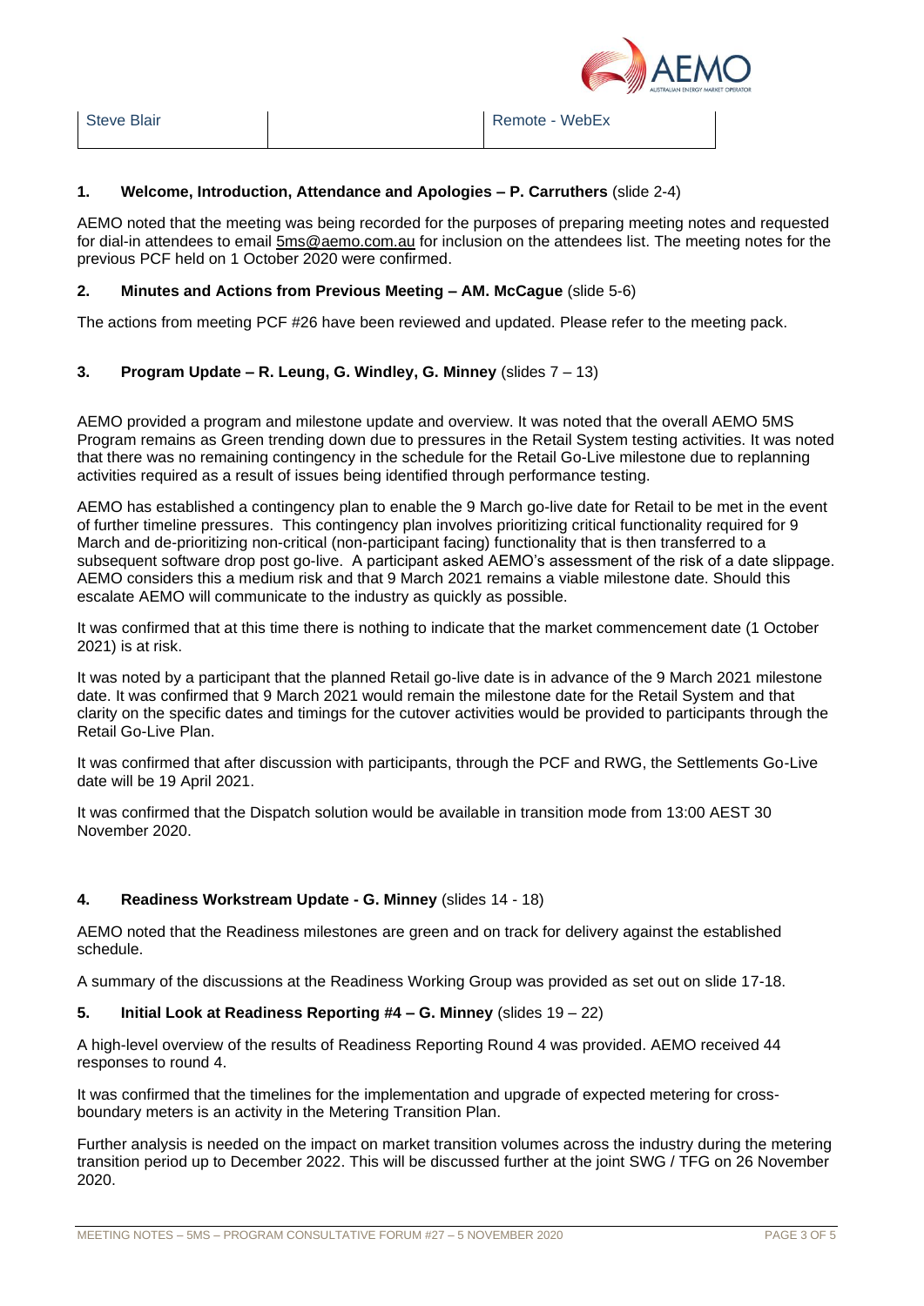| Steve Blair | | Remote - WebEx |
| --- | --- | --- |

## 1. Welcome, Introduction, Attendance and Apologies – P. Carruthers (slide 2-4)

AEMO noted that the meeting was being recorded for the purposes of preparing meeting notes and requested for dial-in attendees to email 5ms@aemo.com.au for inclusion on the attendees list. The meeting notes for the previous PCF held on 1 October 2020 were confirmed.

## 2. Minutes and Actions from Previous Meeting – AM. McCague (slide 5-6)

The actions from meeting PCF #26 have been reviewed and updated. Please refer to the meeting pack.

## 3. Program Update – R. Leung, G. Windley, G. Minney (slides 7 – 13)

AEMO provided a program and milestone update and overview. It was noted that the overall AEMO 5MS Program remains as Green trending down due to pressures in the Retail System testing activities. It was noted that there was no remaining contingency in the schedule for the Retail Go-Live milestone due to replanning activities required as a result of issues being identified through performance testing.

AEMO has established a contingency plan to enable the 9 March go-live date for Retail to be met in the event of further timeline pressures. This contingency plan involves prioritizing critical functionality required for 9 March and de-prioritizing non-critical (non-participant facing) functionality that is then transferred to a subsequent software drop post go-live. A participant asked AEMO's assessment of the risk of a date slippage. AEMO considers this a medium risk and that 9 March 2021 remains a viable milestone date. Should this escalate AEMO will communicate to the industry as quickly as possible.

It was confirmed that at this time there is nothing to indicate that the market commencement date (1 October 2021) is at risk.

It was noted by a participant that the planned Retail go-live date is in advance of the 9 March 2021 milestone date. It was confirmed that 9 March 2021 would remain the milestone date for the Retail System and that clarity on the specific dates and timings for the cutover activities would be provided to participants through the Retail Go-Live Plan.

It was confirmed that after discussion with participants, through the PCF and RWG, the Settlements Go-Live date will be 19 April 2021.

It was confirmed that the Dispatch solution would be available in transition mode from 13:00 AEST 30 November 2020.

## 4. Readiness Workstream Update - G. Minney (slides 14 - 18)

AEMO noted that the Readiness milestones are green and on track for delivery against the established schedule.

A summary of the discussions at the Readiness Working Group was provided as set out on slide 17-18.

## 5. Initial Look at Readiness Reporting #4 – G. Minney (slides 19 – 22)

A high-level overview of the results of Readiness Reporting Round 4 was provided. AEMO received 44 responses to round 4.

It was confirmed that the timelines for the implementation and upgrade of expected metering for cross-boundary meters is an activity in the Metering Transition Plan.

Further analysis is needed on the impact on market transition volumes across the industry during the metering transition period up to December 2022. This will be discussed further at the joint SWG / TFG on 26 November 2020.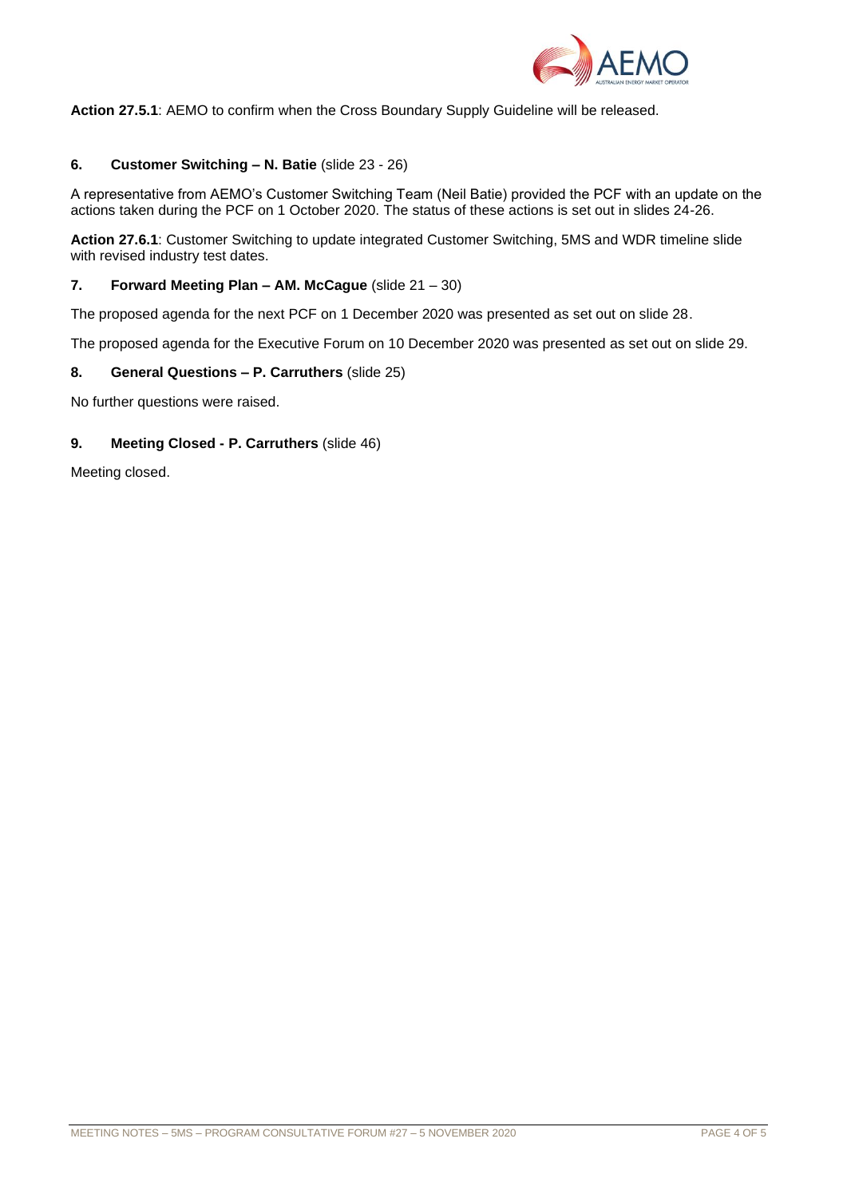**Action 27.5.1**: AEMO to confirm when the Cross Boundary Supply Guideline will be released.

### 6. Customer Switching – N. Batie (slide 23 - 26)

A representative from AEMO's Customer Switching Team (Neil Batie) provided the PCF with an update on the actions taken during the PCF on 1 October 2020. The status of these actions is set out in slides 24-26.

**Action 27.6.1**: Customer Switching to update integrated Customer Switching, 5MS and WDR timeline slide with revised industry test dates.

### 7. Forward Meeting Plan – AM. McCague (slide 21 – 30)

The proposed agenda for the next PCF on 1 December 2020 was presented as set out on slide 28.

The proposed agenda for the Executive Forum on 10 December 2020 was presented as set out on slide 29.

### 8. General Questions – P. Carruthers (slide 25)

No further questions were raised.

### 9. Meeting Closed - P. Carruthers (slide 46)

Meeting closed.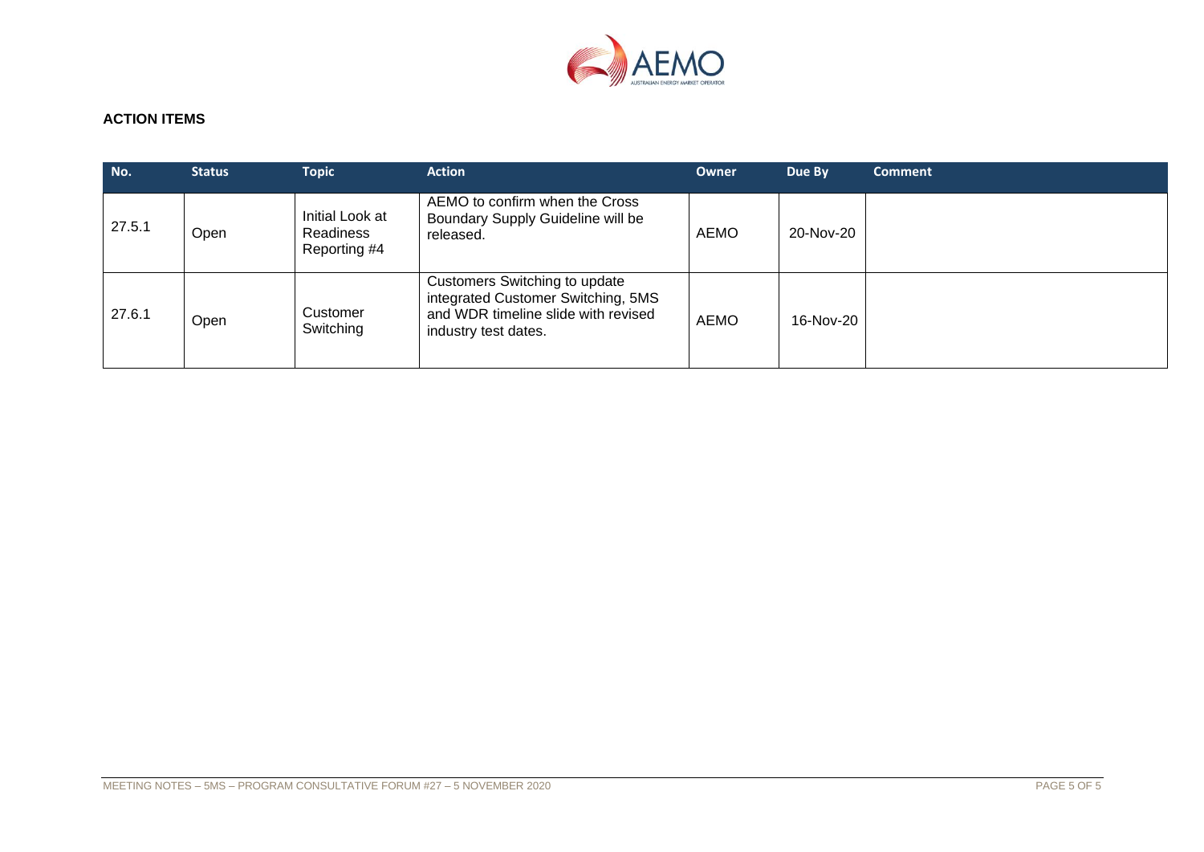**ACTION ITEMS**

| No. | Status | Topic | Action | Owner | Due By | Comment |
|---|---|---|---|---|---|---|
| 27.5.1 | Open | Initial Look at Readiness Reporting #4 | AEMO to confirm when the Cross Boundary Supply Guideline will be released. | AEMO | 20-Nov-20 | |
| 27.6.1 | Open | Customer Switching | Customers Switching to update integrated Customer Switching, 5MS and WDR timeline slide with revised industry test dates. | AEMO | 16-Nov-20 | |